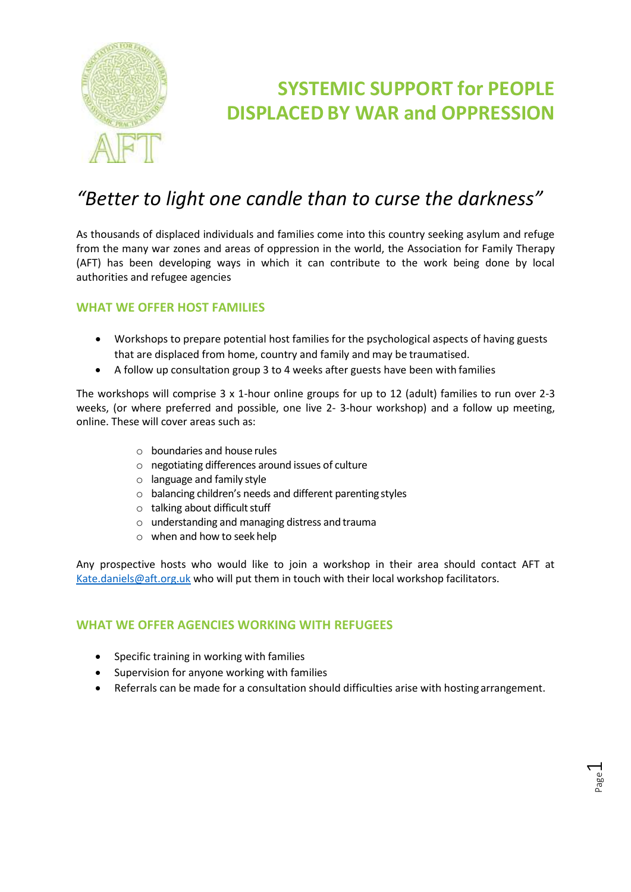# SYSTEMIC SUPPORT for PEOPLE DISPLACED BY WAR and OPPRESSION

## *"Better to light one candle than to curse the darkness"*

As thousands of displaced individuals and families come into this country seeking asylum and refuge from the many war zones and areas of oppression in the world, the Association for Family Therapy (AFT) has been developing ways in which it can contribute to the work being done by local authorities and refugee agencies

### WHAT WE OFFER HOST FAMILIES

- Workshops to prepare potential host families for the psychological aspects of having guests that are displaced from home, country and family and may be traumatised.
- A follow up consultation group 3 to 4 weeks after guests have been with families

The workshops will comprise 3 x 1-hour online groups for up to 12 (adult) families to run over 2-3 weeks, (or where preferred and possible, one live 2- 3-hour workshop) and a follow up meeting, online. These will cover areas such as:

  - boundaries and house rules
  - negotiating differences around issues of culture
  - language and family style
  - balancing children's needs and different parenting styles
  - talking about difficult stuff
  - understanding and managing distress and trauma
  - when and how to seek help

Any prospective hosts who would like to join a workshop in their area should contact AFT at Kate.daniels@aft.org.uk who will put them in touch with their local workshop facilitators.

### WHAT WE OFFER AGENCIES WORKING WITH REFUGEES

- Specific training in working with families
- Supervision for anyone working with families
- Referrals can be made for a consultation should difficulties arise with hosting arrangement.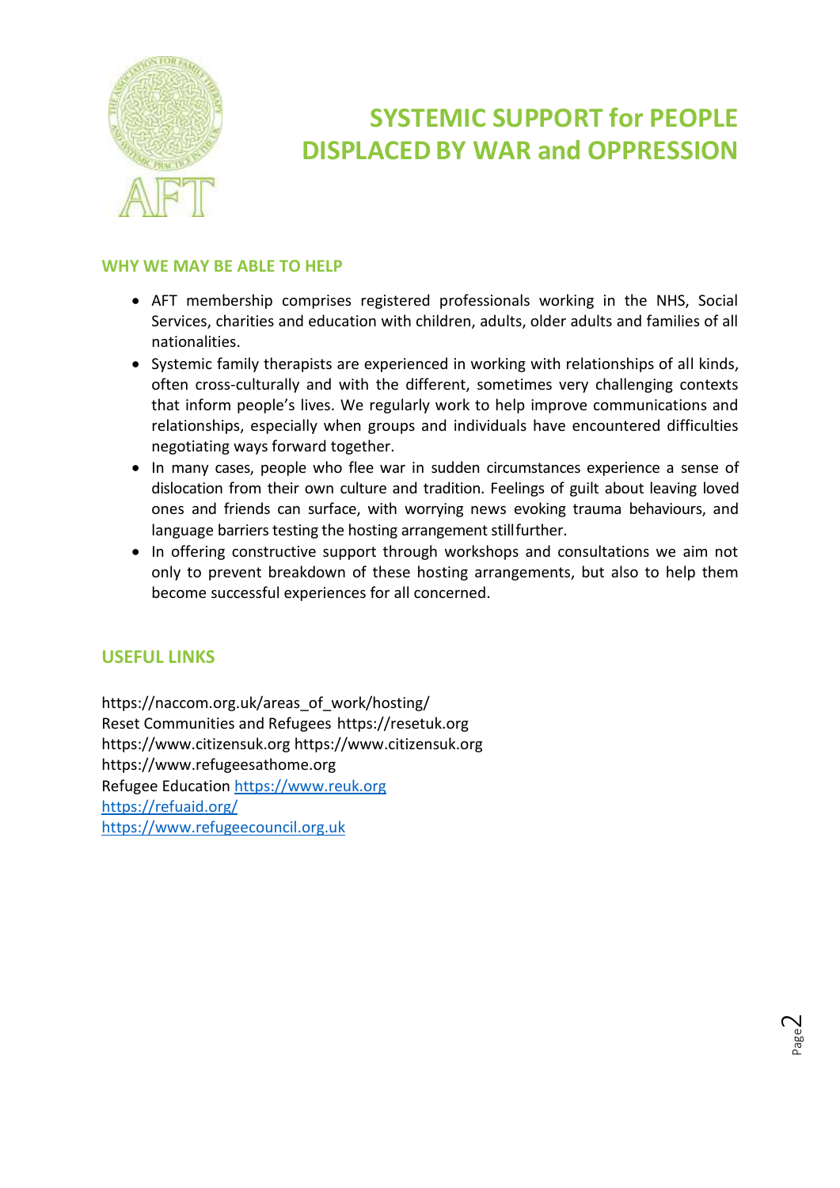# SYSTEMIC SUPPORT for PEOPLE DISPLACED BY WAR and OPPRESSION

## WHY WE MAY BE ABLE TO HELP

- AFT membership comprises registered professionals working in the NHS, Social Services, charities and education with children, adults, older adults and families of all nationalities.
- Systemic family therapists are experienced in working with relationships of all kinds, often cross-culturally and with the different, sometimes very challenging contexts that inform people's lives. We regularly work to help improve communications and relationships, especially when groups and individuals have encountered difficulties negotiating ways forward together.
- In many cases, people who flee war in sudden circumstances experience a sense of dislocation from their own culture and tradition. Feelings of guilt about leaving loved ones and friends can surface, with worrying news evoking trauma behaviours, and language barriers testing the hosting arrangement still further.
- In offering constructive support through workshops and consultations we aim not only to prevent breakdown of these hosting arrangements, but also to help them become successful experiences for all concerned.

## USEFUL LINKS

https://naccom.org.uk/areas_of_work/hosting/
Reset Communities and Refugees https://resetuk.org
https://www.citizensuk.org https://www.citizensuk.org
https://www.refugeesathome.org
Refugee Education https://www.reuk.org
https://refuaid.org/
https://www.refugeecouncil.org.uk